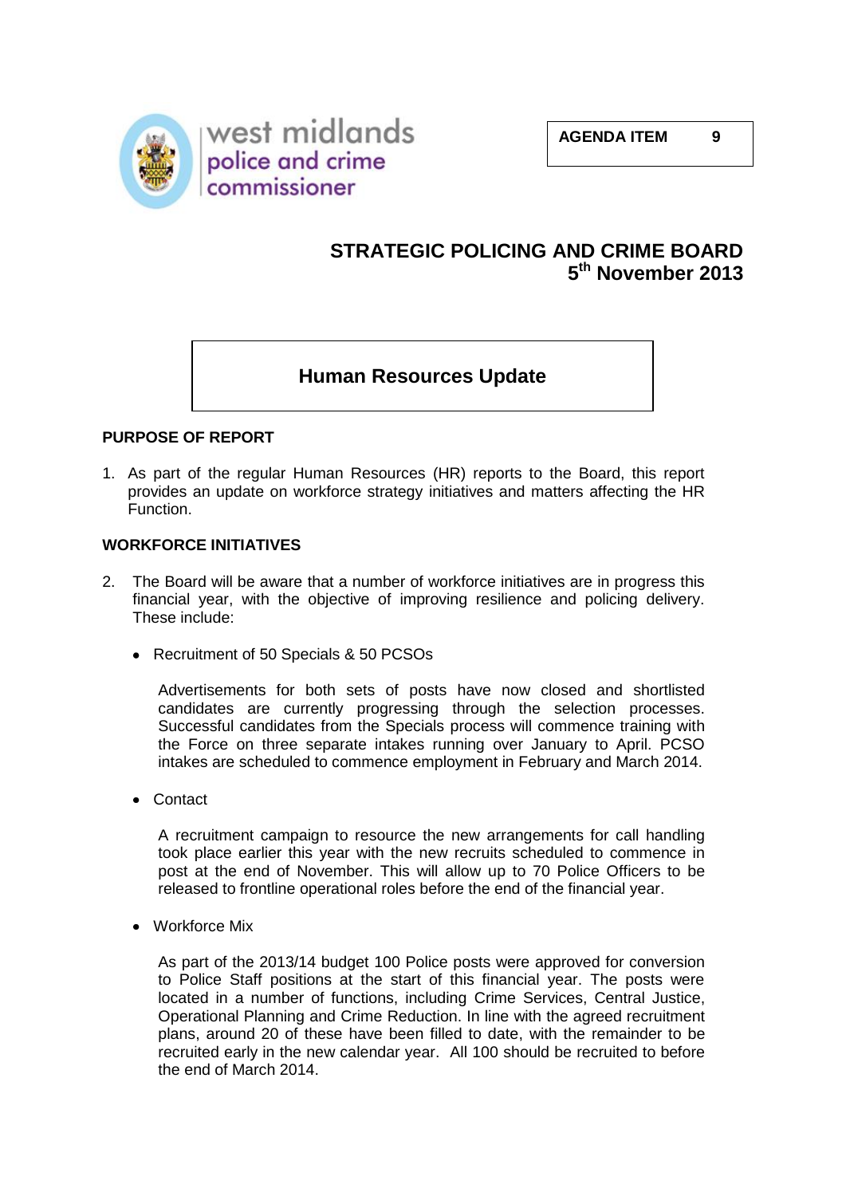west midlands police and crime commissioner

**AGENDA ITEM 9**

## STRATEGIC POLICING AND CRIME BOARD
## 5th November 2013

# Human Resources Update

### PURPOSE OF REPORT

1. As part of the regular Human Resources (HR) reports to the Board, this report provides an update on workforce strategy initiatives and matters affecting the HR Function.

### WORKFORCE INITIATIVES

2. The Board will be aware that a number of workforce initiatives are in progress this financial year, with the objective of improving resilience and policing delivery. These include:

   - Recruitment of 50 Specials & 50 PCSOs

     Advertisements for both sets of posts have now closed and shortlisted candidates are currently progressing through the selection processes. Successful candidates from the Specials process will commence training with the Force on three separate intakes running over January to April. PCSO intakes are scheduled to commence employment in February and March 2014.

   - Contact

     A recruitment campaign to resource the new arrangements for call handling took place earlier this year with the new recruits scheduled to commence in post at the end of November. This will allow up to 70 Police Officers to be released to frontline operational roles before the end of the financial year.

   - Workforce Mix

     As part of the 2013/14 budget 100 Police posts were approved for conversion to Police Staff positions at the start of this financial year. The posts were located in a number of functions, including Crime Services, Central Justice, Operational Planning and Crime Reduction. In line with the agreed recruitment plans, around 20 of these have been filled to date, with the remainder to be recruited early in the new calendar year. All 100 should be recruited to before the end of March 2014.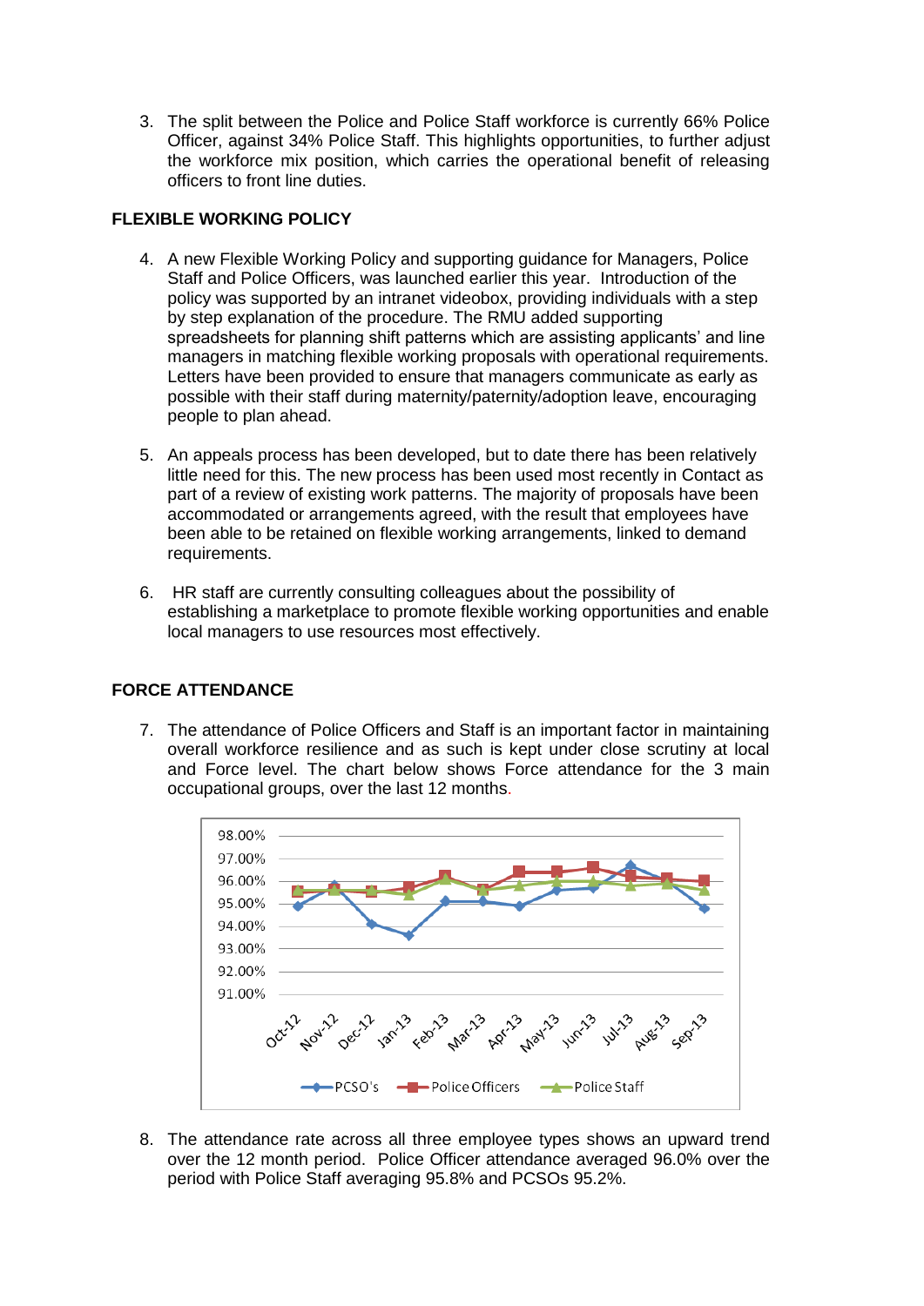3. The split between the Police and Police Staff workforce is currently 66% Police Officer, against 34% Police Staff. This highlights opportunities, to further adjust the workforce mix position, which carries the operational benefit of releasing officers to front line duties.

## FLEXIBLE WORKING POLICY

4. A new Flexible Working Policy and supporting guidance for Managers, Police Staff and Police Officers, was launched earlier this year. Introduction of the policy was supported by an intranet videobox, providing individuals with a step by step explanation of the procedure. The RMU added supporting spreadsheets for planning shift patterns which are assisting applicants' and line managers in matching flexible working proposals with operational requirements. Letters have been provided to ensure that managers communicate as early as possible with their staff during maternity/paternity/adoption leave, encouraging people to plan ahead.

5. An appeals process has been developed, but to date there has been relatively little need for this. The new process has been used most recently in Contact as part of a review of existing work patterns. The majority of proposals have been accommodated or arrangements agreed, with the result that employees have been able to be retained on flexible working arrangements, linked to demand requirements.

6. HR staff are currently consulting colleagues about the possibility of establishing a marketplace to promote flexible working opportunities and enable local managers to use resources most effectively.

## FORCE ATTENDANCE

7. The attendance of Police Officers and Staff is an important factor in maintaining overall workforce resilience and as such is kept under close scrutiny at local and Force level. The chart below shows Force attendance for the 3 main occupational groups, over the last 12 months.

8. The attendance rate across all three employee types shows an upward trend over the 12 month period. Police Officer attendance averaged 96.0% over the period with Police Staff averaging 95.8% and PCSOs 95.2%.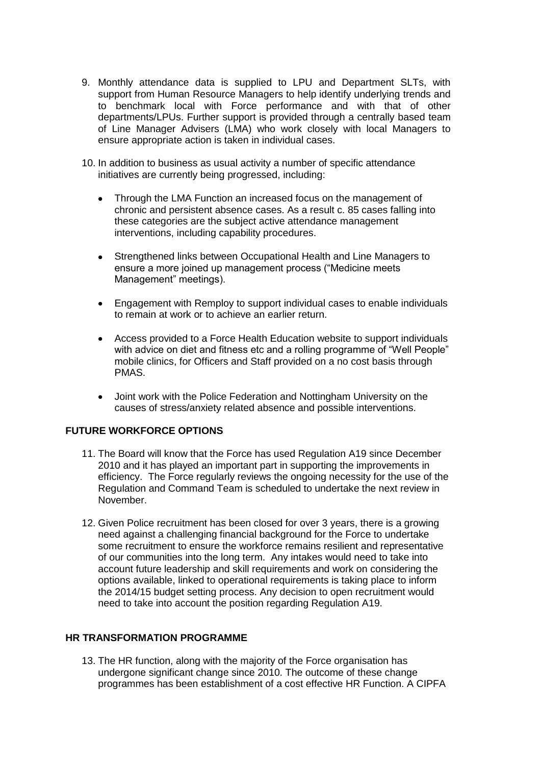9. Monthly attendance data is supplied to LPU and Department SLTs, with support from Human Resource Managers to help identify underlying trends and to benchmark local with Force performance and with that of other departments/LPUs. Further support is provided through a centrally based team of Line Manager Advisers (LMA) who work closely with local Managers to ensure appropriate action is taken in individual cases.

10. In addition to business as usual activity a number of specific attendance initiatives are currently being progressed, including:

    - Through the LMA Function an increased focus on the management of chronic and persistent absence cases. As a result c. 85 cases falling into these categories are the subject active attendance management interventions, including capability procedures.

    - Strengthened links between Occupational Health and Line Managers to ensure a more joined up management process ("Medicine meets Management" meetings).

    - Engagement with Remploy to support individual cases to enable individuals to remain at work or to achieve an earlier return.

    - Access provided to a Force Health Education website to support individuals with advice on diet and fitness etc and a rolling programme of "Well People" mobile clinics, for Officers and Staff provided on a no cost basis through PMAS.

    - Joint work with the Police Federation and Nottingham University on the causes of stress/anxiety related absence and possible interventions.

## FUTURE WORKFORCE OPTIONS

11. The Board will know that the Force has used Regulation A19 since December 2010 and it has played an important part in supporting the improvements in efficiency. The Force regularly reviews the ongoing necessity for the use of the Regulation and Command Team is scheduled to undertake the next review in November.

12. Given Police recruitment has been closed for over 3 years, there is a growing need against a challenging financial background for the Force to undertake some recruitment to ensure the workforce remains resilient and representative of our communities into the long term. Any intakes would need to take into account future leadership and skill requirements and work on considering the options available, linked to operational requirements is taking place to inform the 2014/15 budget setting process. Any decision to open recruitment would need to take into account the position regarding Regulation A19.

## HR TRANSFORMATION PROGRAMME

13. The HR function, along with the majority of the Force organisation has undergone significant change since 2010. The outcome of these change programmes has been establishment of a cost effective HR Function. A CIPFA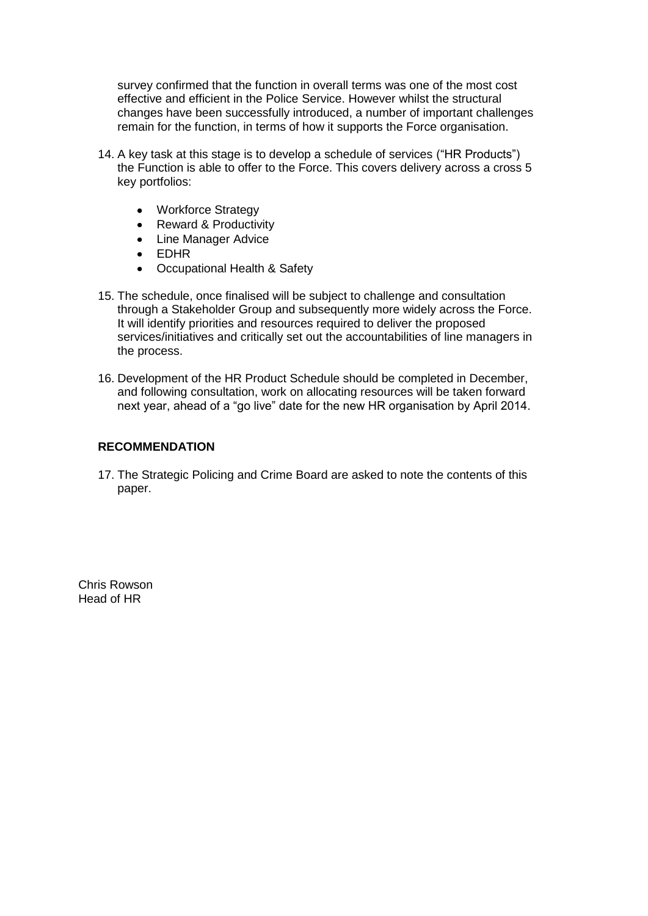survey confirmed that the function in overall terms was one of the most cost effective and efficient in the Police Service. However whilst the structural changes have been successfully introduced, a number of important challenges remain for the function, in terms of how it supports the Force organisation.

14. A key task at this stage is to develop a schedule of services ("HR Products") the Function is able to offer to the Force. This covers delivery across a cross 5 key portfolios:

    - Workforce Strategy
    - Reward & Productivity
    - Line Manager Advice
    - EDHR
    - Occupational Health & Safety

15. The schedule, once finalised will be subject to challenge and consultation through a Stakeholder Group and subsequently more widely across the Force. It will identify priorities and resources required to deliver the proposed services/initiatives and critically set out the accountabilities of line managers in the process.

16. Development of the HR Product Schedule should be completed in December, and following consultation, work on allocating resources will be taken forward next year, ahead of a "go live" date for the new HR organisation by April 2014.

## RECOMMENDATION

17. The Strategic Policing and Crime Board are asked to note the contents of this paper.

Chris Rowson
Head of HR